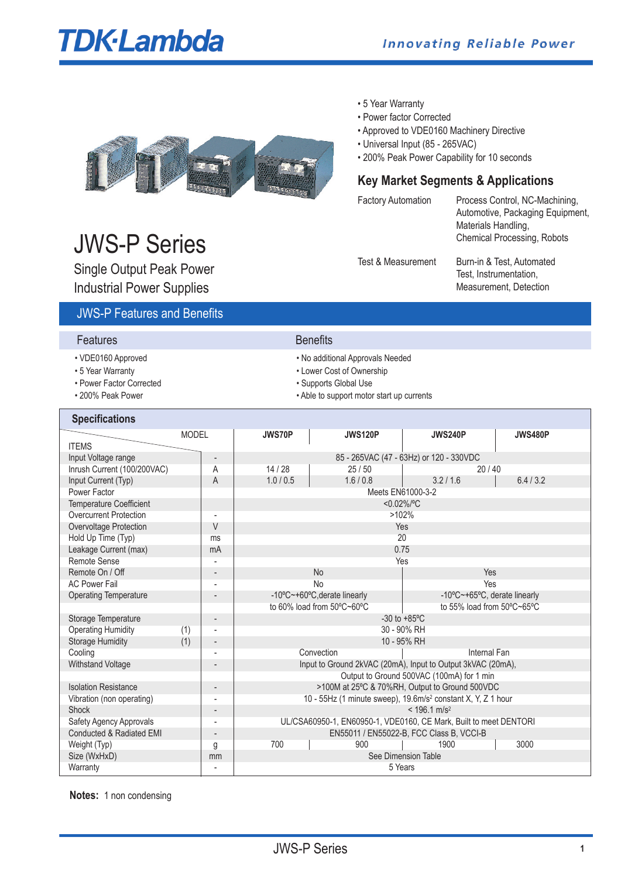TDK·Lambda

Innovating Reliable Power

- 5 Year Warranty
- Power factor Corrected
- Approved to VDE0160 Machinery Directive
- Universal Input (85 - 265VAC)
- 200% Peak Power Capability for 10 seconds

## Key Market Segments & Applications

| | |
|---|---|
| Factory Automation | Process Control, NC-Machining, Automotive, Packaging Equipment, Materials Handling, Chemical Processing, Robots |
| Test & Measurement | Burn-in & Test, Automated Test, Instrumentation, Measurement, Detection |

# JWS-P Series

### Single Output Peak Power Industrial Power Supplies

## JWS-P Features and Benefits

| Features | Benefits |
|---|---|
| • VDE0160 Approved | • No additional Approvals Needed |
| • 5 Year Warranty | • Lower Cost of Ownership |
| • Power Factor Corrected | • Supports Global Use |
| • 200% Peak Power | • Able to support motor start up currents |

## Specifications

| ITEMS / MODEL | | JWS70P | JWS120P | JWS240P | JWS480P |
|---|---|---|---|---|---|
| Input Voltage range | - | 85 - 265VAC (47 - 63Hz) or 120 - 330VDC | | | |
| Inrush Current (100/200VAC) | A | 14 / 28 | 25 / 50 | 20 / 40 | |
| Input Current (Typ) | A | 1.0 / 0.5 | 1.6 / 0.8 | 3.2 / 1.6 | 6.4 / 3.2 |
| Power Factor | | Meets EN61000-3-2 | | | |
| Temperature Coefficient | | <0.02%/ºC | | | |
| Overcurrent Protection | - | >102% | | | |
| Overvoltage Protection | V | Yes | | | |
| Hold Up Time (Typ) | ms | 20 | | | |
| Leakage Current (max) | mA | 0.75 | | | |
| Remote Sense | - | Yes | | | |
| Remote On / Off | - | No | | Yes | |
| AC Power Fail | - | No | | Yes | |
| Operating Temperature | - | -10ºC~+60ºC,derate linearly to 60% load from 50ºC~60ºC | | -10ºC~+65ºC, derate linearly to 55% load from 50ºC~65ºC | |
| Storage Temperature | - | -30 to +85ºC | | | |
| Operating Humidity (1) | - | 30 - 90% RH | | | |
| Storage Humidity (1) | - | 10 - 95% RH | | | |
| Cooling | - | Convection | | Internal Fan | |
| Withstand Voltage | - | Input to Ground 2kVAC (20mA), Input to Output 3kVAC (20mA), Output to Ground 500VAC (100mA) for 1 min | | | |
| Isolation Resistance | - | >100M at 25ºC & 70%RH, Output to Ground 500VDC | | | |
| Vibration (non operating) | - | 10 - 55Hz (1 minute sweep), 19.6m/s² constant X, Y, Z 1 hour | | | |
| Shock | - | < 196.1 m/s² | | | |
| Safety Agency Approvals | - | UL/CSA60950-1, EN60950-1, VDE0160, CE Mark, Built to meet DENTORI | | | |
| Conducted & Radiated EMI | - | EN55011 / EN55022-B, FCC Class B, VCCI-B | | | |
| Weight (Typ) | g | 700 | 900 | 1900 | 3000 |
| Size (WxHxD) | mm | See Dimension Table | | | |
| Warranty | - | 5 Years | | | |

**Notes:** 1 non condensing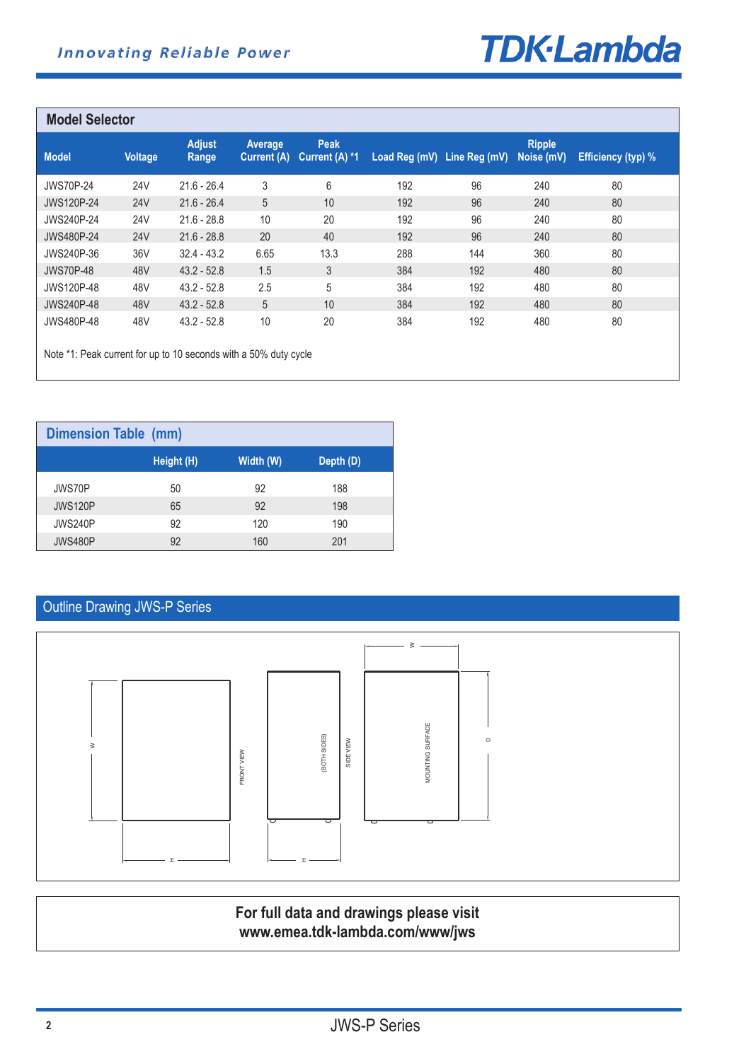## Model Selector

| Model | Voltage | Adjust Range | Average Current (A) | Peak Current (A) *1 | Load Reg (mV) | Line Reg (mV) | Ripple Noise (mV) | Efficiency (typ) % |
|---|---|---|---|---|---|---|---|---|
| JWS70P-24 | 24V | 21.6 - 26.4 | 3 | 6 | 192 | 96 | 240 | 80 |
| JWS120P-24 | 24V | 21.6 - 26.4 | 5 | 10 | 192 | 96 | 240 | 80 |
| JWS240P-24 | 24V | 21.6 - 28.8 | 10 | 20 | 192 | 96 | 240 | 80 |
| JWS480P-24 | 24V | 21.6 - 28.8 | 20 | 40 | 192 | 96 | 240 | 80 |
| JWS240P-36 | 36V | 32.4 - 43.2 | 6.65 | 13.3 | 288 | 144 | 360 | 80 |
| JWS70P-48 | 48V | 43.2 - 52.8 | 1.5 | 3 | 384 | 192 | 480 | 80 |
| JWS120P-48 | 48V | 43.2 - 52.8 | 2.5 | 5 | 384 | 192 | 480 | 80 |
| JWS240P-48 | 48V | 43.2 - 52.8 | 5 | 10 | 384 | 192 | 480 | 80 |
| JWS480P-48 | 48V | 43.2 - 52.8 | 10 | 20 | 384 | 192 | 480 | 80 |

Note *1: Peak current for up to 10 seconds with a 50% duty cycle

## Dimension Table (mm)

| | Height (H) | Width (W) | Depth (D) |
|---|---|---|---|
| JWS70P | 50 | 92 | 188 |
| JWS120P | 65 | 92 | 198 |
| JWS240P | 92 | 120 | 190 |
| JWS480P | 92 | 160 | 201 |

## Outline Drawing JWS-P Series

W, H, D, FRONT VIEW, (BOTH SIDES), SIDE VIEW, MOUNTING SURFACE

**For full data and drawings please visit**
**www.emea.tdk-lambda.com/www/jws**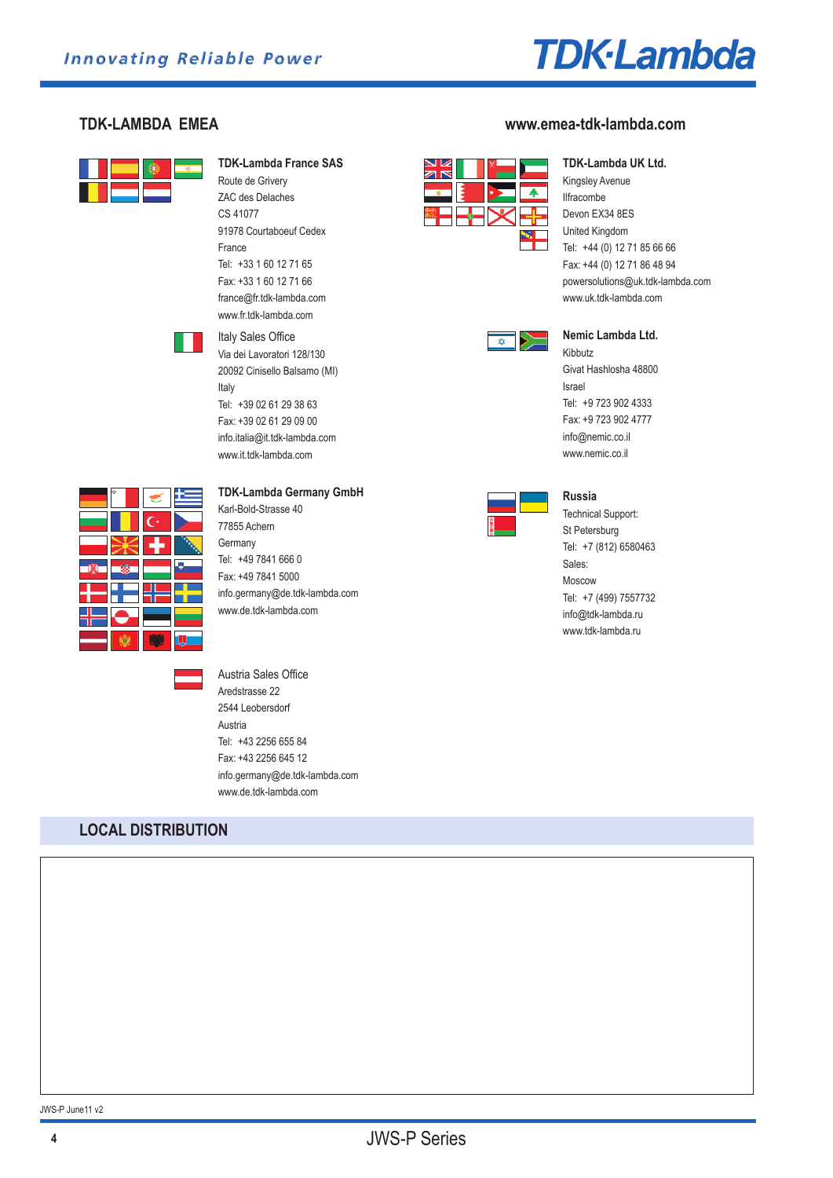## TDK-LAMBDA EMEA

**www.emea-tdk-lambda.com**

**TDK-Lambda France SAS**
Route de Grivery
ZAC des Delaches
CS 41077
91978 Courtaboeuf Cedex
France
Tel: +33 1 60 12 71 65
Fax: +33 1 60 12 71 66
france@fr.tdk-lambda.com
www.fr.tdk-lambda.com

Italy Sales Office
Via dei Lavoratori 128/130
20092 Cinisello Balsamo (MI)
Italy
Tel: +39 02 61 29 38 63
Fax: +39 02 61 29 09 00
info.italia@it.tdk-lambda.com
www.it.tdk-lambda.com

**TDK-Lambda Germany GmbH**
Karl-Bold-Strasse 40
77855 Achern
Germany
Tel: +49 7841 666 0
Fax: +49 7841 5000
info.germany@de.tdk-lambda.com
www.de.tdk-lambda.com

Austria Sales Office
Aredstrasse 22
2544 Leobersdorf
Austria
Tel: +43 2256 655 84
Fax: +43 2256 645 12
info.germany@de.tdk-lambda.com
www.de.tdk-lambda.com

**TDK-Lambda UK Ltd.**
Kingsley Avenue
Ilfracombe
Devon EX34 8ES
United Kingdom
Tel: +44 (0) 12 71 85 66 66
Fax: +44 (0) 12 71 86 48 94
powersolutions@uk.tdk-lambda.com
www.uk.tdk-lambda.com

**Nemic Lambda Ltd.**
Kibbutz
Givat Hashlosha 48800
Israel
Tel: +9 723 902 4333
Fax: +9 723 902 4777
info@nemic.co.il
www.nemic.co.il

**Russia**
Technical Support:
St Petersburg
Tel: +7 (812) 6580463
Sales:
Moscow
Tel: +7 (499) 7557732
info@tdk-lambda.ru
www.tdk-lambda.ru

## LOCAL DISTRIBUTION

JWS-P June11 v2